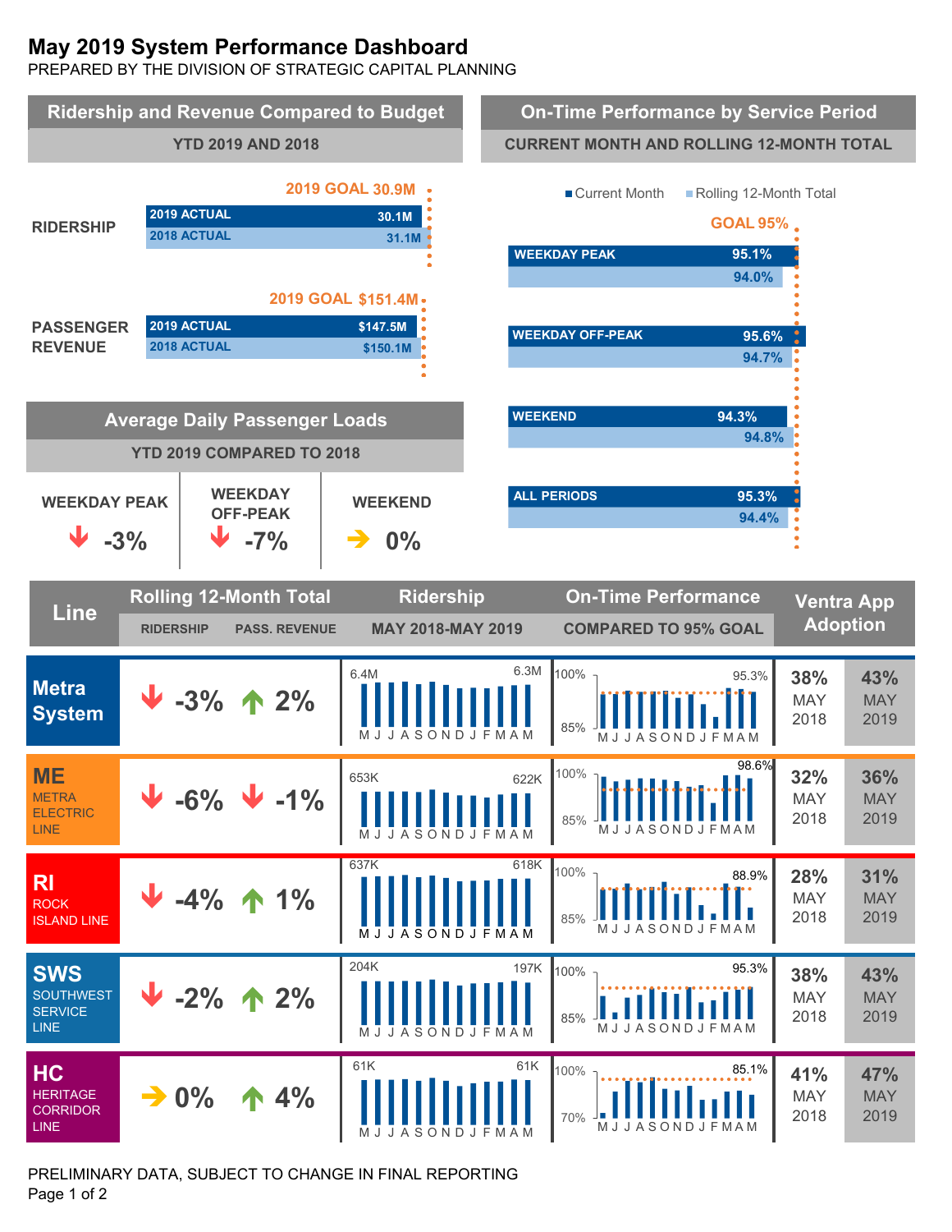# May 2019 System Performance Dashboard

PREPARED BY THE DIVISION OF STRATEGIC CAPITAL PLANNING

## Ridership and Revenue Compared to Budget

**YTD 2019 AND 2018**

| | 2019 Goal | 2019 Actual | 2018 Actual |
|---|---|---|---|
| RIDERSHIP | 30.9M | 30.1M | 31.1M |
| PASSENGER REVENUE | $151.4M | $147.5M | $150.1M |

## On-Time Performance by Service Period

**CURRENT MONTH AND ROLLING 12-MONTH TOTAL**

GOAL 95%

| Service Period | Current Month | Rolling 12-Month Total |
|---|---|---|
| WEEKDAY PEAK | 95.1% | 94.0% |
| WEEKDAY OFF-PEAK | 95.6% | 94.7% |
| WEEKEND | 94.3% | 94.8% |
| ALL PERIODS | 95.3% | 94.4% |

## Average Daily Passenger Loads

**YTD 2019 COMPARED TO 2018**

| WEEKDAY PEAK | WEEKDAY OFF-PEAK | WEEKEND |
|---|---|---|
| ↓ -3% | ↓ -7% | → 0% |

## Line Performance

| Line | Rolling 12-Month Total: Ridership | Rolling 12-Month Total: Pass. Revenue | Ridership (May 2018–May 2019) | On-Time Performance (Compared to 95% Goal) | Ventra App Adoption May 2018 | Ventra App Adoption May 2019 |
|---|---|---|---|---|---|---|
| Metra System | ↓ -3% | ↑ 2% | 6.4M → 6.3M | 95.3% | 38% | 43% |
| ME – Metra Electric Line | ↓ -6% | ↓ -1% | 653K → 622K | 98.6% | 32% | 36% |
| RI – Rock Island Line | ↓ -4% | ↑ 1% | 637K → 618K | 88.9% | 28% | 31% |
| SWS – SouthWest Service Line | ↓ -2% | ↑ 2% | 204K → 197K | 95.3% | 38% | 43% |
| HC – Heritage Corridor Line | → 0% | ↑ 4% | 61K → 61K | 85.1% | 41% | 47% |

PRELIMINARY DATA, SUBJECT TO CHANGE IN FINAL REPORTING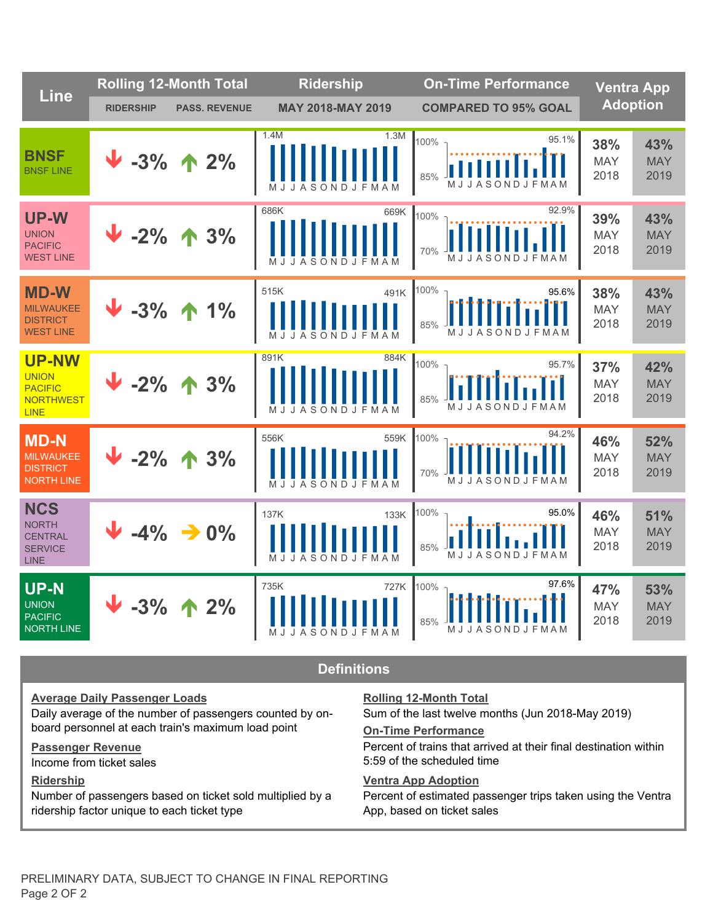| Line | Rolling 12-Month Total | | Ridership | On-Time Performance | Ventra App Adoption | |
|---|---|---|---|---|---|---|
| | RIDERSHIP | PASS. REVENUE | MAY 2018-MAY 2019 | COMPARED TO 95% GOAL | | |
| **BNSF** BNSF LINE | -3% | 2% | 1.4M 1.3M M J J A S O N D J F M A M | 100% 85% 95.1% M J J A S O N D J F M A M | 38% MAY 2018 | 43% MAY 2019 |
| **UP-W** UNION PACIFIC WEST LINE | -2% | 3% | 686K 669K M J J A S O N D J F M A M | 100% 70% 92.9% M J J A S O N D J F M A M | 39% MAY 2018 | 43% MAY 2019 |
| **MD-W** MILWAUKEE DISTRICT WEST LINE | -3% | 1% | 515K 491K M J J A S O N D J F M A M | 100% 85% 95.6% M J J A S O N D J F M A M | 38% MAY 2018 | 43% MAY 2019 |
| **UP-NW** UNION PACIFIC NORTHWEST LINE | -2% | 3% | 891K 884K M J J A S O N D J F M A M | 100% 85% 95.7% M J J A S O N D J F M A M | 37% MAY 2018 | 42% MAY 2019 |
| **MD-N** MILWAUKEE DISTRICT NORTH LINE | -2% | 3% | 556K 559K M J J A S O N D J F M A M | 100% 70% 94.2% M J J A S O N D J F M A M | 46% MAY 2018 | 52% MAY 2019 |
| **NCS** NORTH CENTRAL SERVICE LINE | -4% | 0% | 137K 133K M J J A S O N D J F M A M | 100% 85% 95.0% M J J A S O N D J F M A M | 46% MAY 2018 | 51% MAY 2019 |
| **UP-N** UNION PACIFIC NORTH LINE | -3% | 2% | 735K 727K M J J A S O N D J F M A M | 100% 85% 97.6% M J J A S O N D J F M A M | 47% MAY 2018 | 53% MAY 2019 |

## Definitions

**Average Daily Passenger Loads**
Daily average of the number of passengers counted by on-board personnel at each train's maximum load point

**Passenger Revenue**
Income from ticket sales

**Ridership**
Number of passengers based on ticket sold multiplied by a ridership factor unique to each ticket type

**Rolling 12-Month Total**
Sum of the last twelve months (Jun 2018-May 2019)

**On-Time Performance**
Percent of trains that arrived at their final destination within 5:59 of the scheduled time

**Ventra App Adoption**
Percent of estimated passenger trips taken using the Ventra App, based on ticket sales

PRELIMINARY DATA, SUBJECT TO CHANGE IN FINAL REPORTING